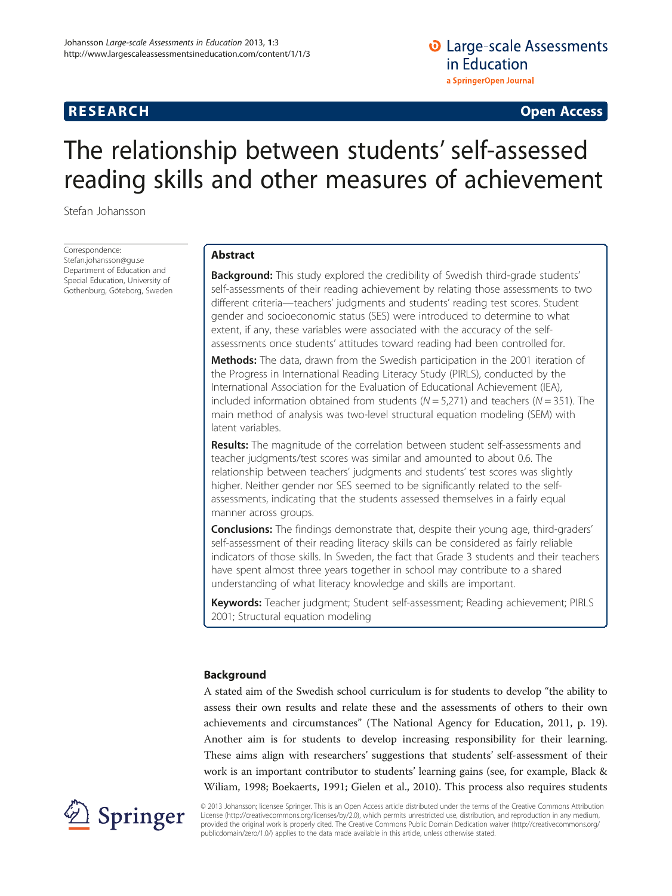RESEARCH Open Access

# The relationship between students' self-assessed reading skills and other measures of achievement

Stefan Johansson

Correspondence: Stefan.johansson@gu.se
Department of Education and Special Education, University of Gothenburg, Göteborg, Sweden

## Abstract

**Background:** This study explored the credibility of Swedish third-grade students' self-assessments of their reading achievement by relating those assessments to two different criteria—teachers' judgments and students' reading test scores. Student gender and socioeconomic status (SES) were introduced to determine to what extent, if any, these variables were associated with the accuracy of the self-assessments once students' attitudes toward reading had been controlled for.

**Methods:** The data, drawn from the Swedish participation in the 2001 iteration of the Progress in International Reading Literacy Study (PIRLS), conducted by the International Association for the Evaluation of Educational Achievement (IEA), included information obtained from students ($N = 5{,}271$) and teachers ($N = 351$). The main method of analysis was two-level structural equation modeling (SEM) with latent variables.

**Results:** The magnitude of the correlation between student self-assessments and teacher judgments/test scores was similar and amounted to about 0.6. The relationship between teachers' judgments and students' test scores was slightly higher. Neither gender nor SES seemed to be significantly related to the self-assessments, indicating that the students assessed themselves in a fairly equal manner across groups.

**Conclusions:** The findings demonstrate that, despite their young age, third-graders' self-assessment of their reading literacy skills can be considered as fairly reliable indicators of those skills. In Sweden, the fact that Grade 3 students and their teachers have spent almost three years together in school may contribute to a shared understanding of what literacy knowledge and skills are important.

**Keywords:** Teacher judgment; Student self-assessment; Reading achievement; PIRLS 2001; Structural equation modeling

## Background

A stated aim of the Swedish school curriculum is for students to develop "the ability to assess their own results and relate these and the assessments of others to their own achievements and circumstances" (The National Agency for Education, 2011, p. 19). Another aim is for students to develop increasing responsibility for their learning. These aims align with researchers' suggestions that students' self-assessment of their work is an important contributor to students' learning gains (see, for example, Black & Wiliam, 1998; Boekaerts, 1991; Gielen et al., 2010). This process also requires students

© 2013 Johansson; licensee Springer. This is an Open Access article distributed under the terms of the Creative Commons Attribution License (http://creativecommons.org/licenses/by/2.0), which permits unrestricted use, distribution, and reproduction in any medium, provided the original work is properly cited. The Creative Commons Public Domain Dedication waiver (http://creativecommons.org/publicdomain/zero/1.0/) applies to the data made available in this article, unless otherwise stated.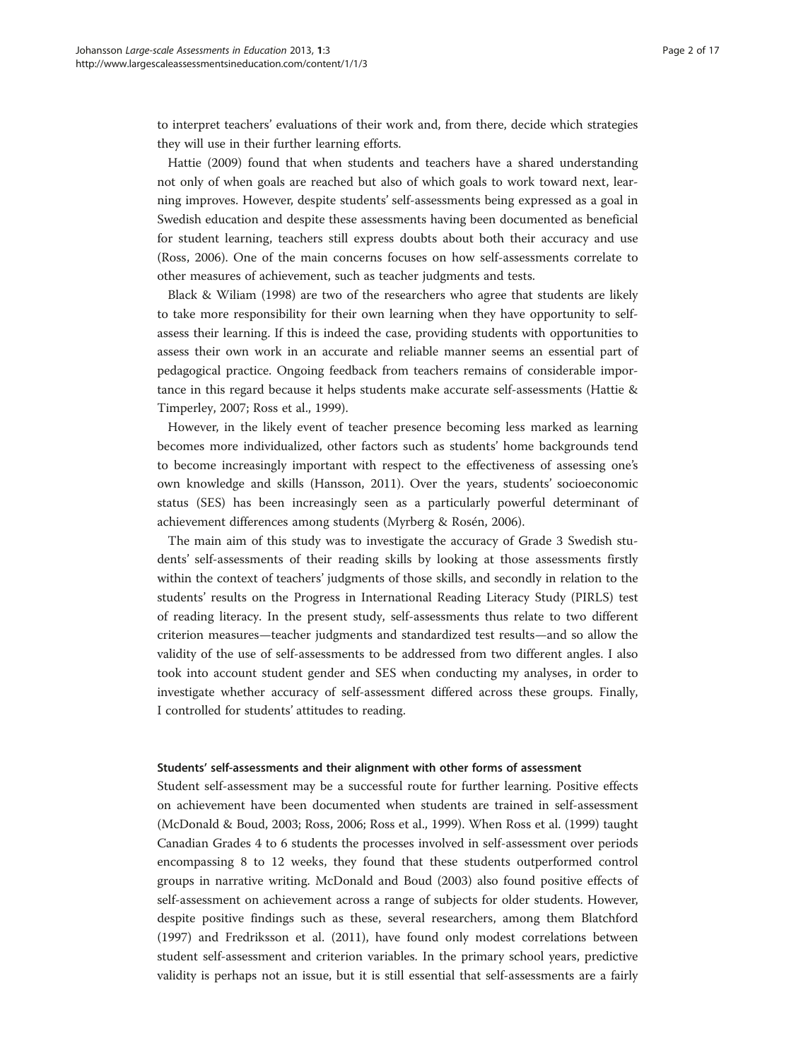to interpret teachers' evaluations of their work and, from there, decide which strategies they will use in their further learning efforts.

Hattie (2009) found that when students and teachers have a shared understanding not only of when goals are reached but also of which goals to work toward next, learning improves. However, despite students' self-assessments being expressed as a goal in Swedish education and despite these assessments having been documented as beneficial for student learning, teachers still express doubts about both their accuracy and use (Ross, 2006). One of the main concerns focuses on how self-assessments correlate to other measures of achievement, such as teacher judgments and tests.

Black & Wiliam (1998) are two of the researchers who agree that students are likely to take more responsibility for their own learning when they have opportunity to self-assess their learning. If this is indeed the case, providing students with opportunities to assess their own work in an accurate and reliable manner seems an essential part of pedagogical practice. Ongoing feedback from teachers remains of considerable importance in this regard because it helps students make accurate self-assessments (Hattie & Timperley, 2007; Ross et al., 1999).

However, in the likely event of teacher presence becoming less marked as learning becomes more individualized, other factors such as students' home backgrounds tend to become increasingly important with respect to the effectiveness of assessing one's own knowledge and skills (Hansson, 2011). Over the years, students' socioeconomic status (SES) has been increasingly seen as a particularly powerful determinant of achievement differences among students (Myrberg & Rosén, 2006).

The main aim of this study was to investigate the accuracy of Grade 3 Swedish students' self-assessments of their reading skills by looking at those assessments firstly within the context of teachers' judgments of those skills, and secondly in relation to the students' results on the Progress in International Reading Literacy Study (PIRLS) test of reading literacy. In the present study, self-assessments thus relate to two different criterion measures—teacher judgments and standardized test results—and so allow the validity of the use of self-assessments to be addressed from two different angles. I also took into account student gender and SES when conducting my analyses, in order to investigate whether accuracy of self-assessment differed across these groups. Finally, I controlled for students' attitudes to reading.

### Students' self-assessments and their alignment with other forms of assessment

Student self-assessment may be a successful route for further learning. Positive effects on achievement have been documented when students are trained in self-assessment (McDonald & Boud, 2003; Ross, 2006; Ross et al., 1999). When Ross et al. (1999) taught Canadian Grades 4 to 6 students the processes involved in self-assessment over periods encompassing 8 to 12 weeks, they found that these students outperformed control groups in narrative writing. McDonald and Boud (2003) also found positive effects of self-assessment on achievement across a range of subjects for older students. However, despite positive findings such as these, several researchers, among them Blatchford (1997) and Fredriksson et al. (2011), have found only modest correlations between student self-assessment and criterion variables. In the primary school years, predictive validity is perhaps not an issue, but it is still essential that self-assessments are a fairly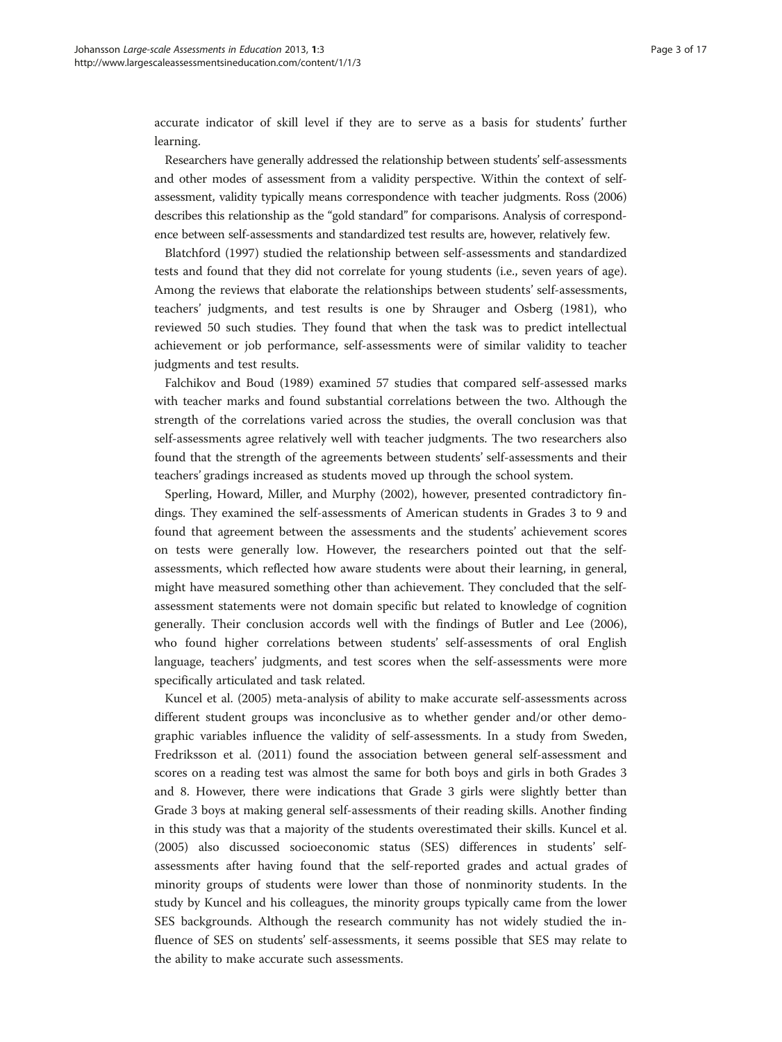accurate indicator of skill level if they are to serve as a basis for students' further learning.

Researchers have generally addressed the relationship between students' self-assessments and other modes of assessment from a validity perspective. Within the context of self-assessment, validity typically means correspondence with teacher judgments. Ross (2006) describes this relationship as the "gold standard" for comparisons. Analysis of correspondence between self-assessments and standardized test results are, however, relatively few.

Blatchford (1997) studied the relationship between self-assessments and standardized tests and found that they did not correlate for young students (i.e., seven years of age). Among the reviews that elaborate the relationships between students' self-assessments, teachers' judgments, and test results is one by Shrauger and Osberg (1981), who reviewed 50 such studies. They found that when the task was to predict intellectual achievement or job performance, self-assessments were of similar validity to teacher judgments and test results.

Falchikov and Boud (1989) examined 57 studies that compared self-assessed marks with teacher marks and found substantial correlations between the two. Although the strength of the correlations varied across the studies, the overall conclusion was that self-assessments agree relatively well with teacher judgments. The two researchers also found that the strength of the agreements between students' self-assessments and their teachers' gradings increased as students moved up through the school system.

Sperling, Howard, Miller, and Murphy (2002), however, presented contradictory findings. They examined the self-assessments of American students in Grades 3 to 9 and found that agreement between the assessments and the students' achievement scores on tests were generally low. However, the researchers pointed out that the self-assessments, which reflected how aware students were about their learning, in general, might have measured something other than achievement. They concluded that the self-assessment statements were not domain specific but related to knowledge of cognition generally. Their conclusion accords well with the findings of Butler and Lee (2006), who found higher correlations between students' self-assessments of oral English language, teachers' judgments, and test scores when the self-assessments were more specifically articulated and task related.

Kuncel et al. (2005) meta-analysis of ability to make accurate self-assessments across different student groups was inconclusive as to whether gender and/or other demographic variables influence the validity of self-assessments. In a study from Sweden, Fredriksson et al. (2011) found the association between general self-assessment and scores on a reading test was almost the same for both boys and girls in both Grades 3 and 8. However, there were indications that Grade 3 girls were slightly better than Grade 3 boys at making general self-assessments of their reading skills. Another finding in this study was that a majority of the students overestimated their skills. Kuncel et al. (2005) also discussed socioeconomic status (SES) differences in students' self-assessments after having found that the self-reported grades and actual grades of minority groups of students were lower than those of nonminority students. In the study by Kuncel and his colleagues, the minority groups typically came from the lower SES backgrounds. Although the research community has not widely studied the influence of SES on students' self-assessments, it seems possible that SES may relate to the ability to make accurate such assessments.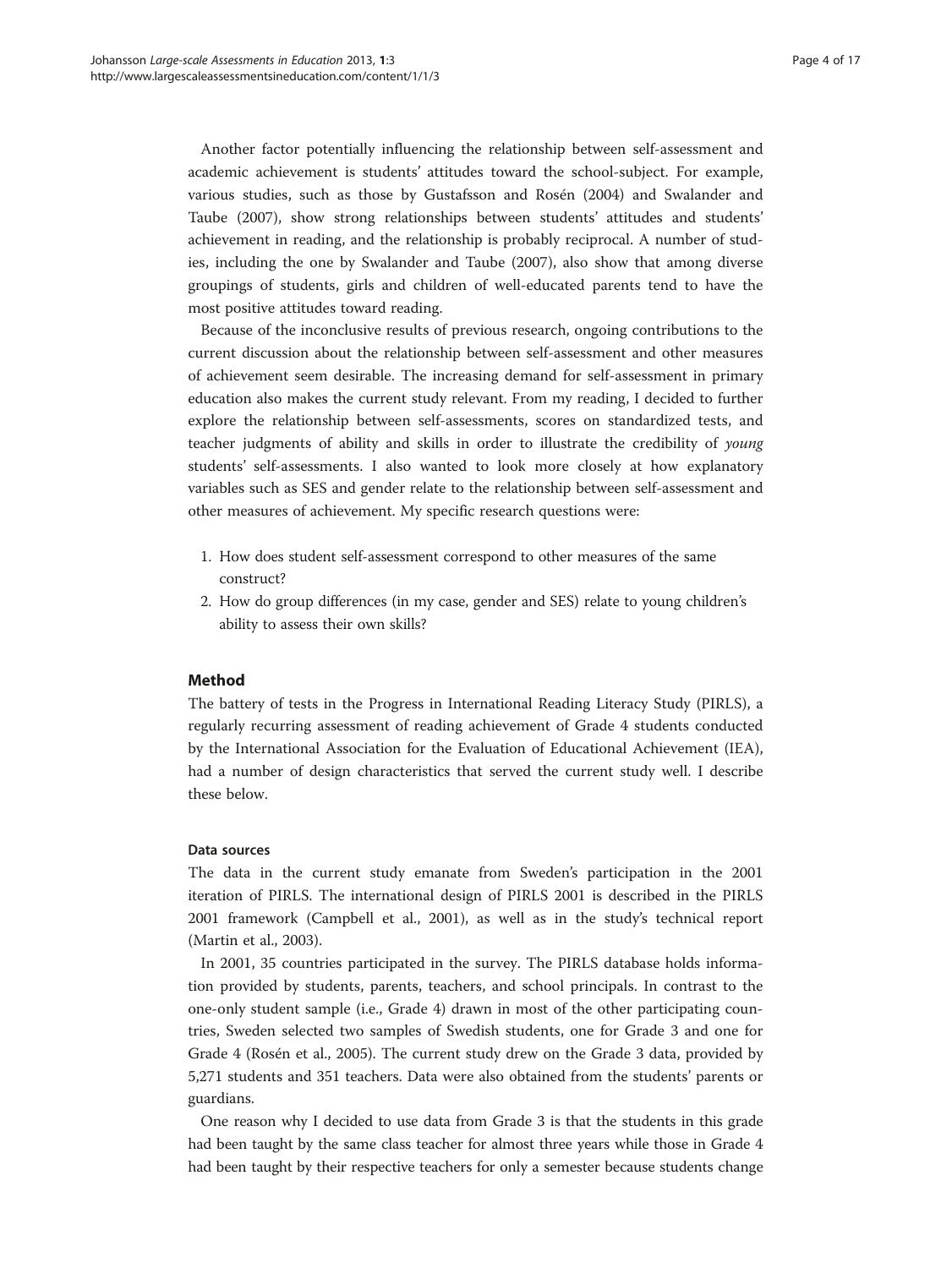Another factor potentially influencing the relationship between self-assessment and academic achievement is students' attitudes toward the school-subject. For example, various studies, such as those by Gustafsson and Rosén (2004) and Swalander and Taube (2007), show strong relationships between students' attitudes and students' achievement in reading, and the relationship is probably reciprocal. A number of studies, including the one by Swalander and Taube (2007), also show that among diverse groupings of students, girls and children of well-educated parents tend to have the most positive attitudes toward reading.

Because of the inconclusive results of previous research, ongoing contributions to the current discussion about the relationship between self-assessment and other measures of achievement seem desirable. The increasing demand for self-assessment in primary education also makes the current study relevant. From my reading, I decided to further explore the relationship between self-assessments, scores on standardized tests, and teacher judgments of ability and skills in order to illustrate the credibility of *young* students' self-assessments. I also wanted to look more closely at how explanatory variables such as SES and gender relate to the relationship between self-assessment and other measures of achievement. My specific research questions were:

1. How does student self-assessment correspond to other measures of the same construct?
2. How do group differences (in my case, gender and SES) relate to young children's ability to assess their own skills?

## Method

The battery of tests in the Progress in International Reading Literacy Study (PIRLS), a regularly recurring assessment of reading achievement of Grade 4 students conducted by the International Association for the Evaluation of Educational Achievement (IEA), had a number of design characteristics that served the current study well. I describe these below.

### Data sources

The data in the current study emanate from Sweden's participation in the 2001 iteration of PIRLS. The international design of PIRLS 2001 is described in the PIRLS 2001 framework (Campbell et al., 2001), as well as in the study's technical report (Martin et al., 2003).

In 2001, 35 countries participated in the survey. The PIRLS database holds information provided by students, parents, teachers, and school principals. In contrast to the one-only student sample (i.e., Grade 4) drawn in most of the other participating countries, Sweden selected two samples of Swedish students, one for Grade 3 and one for Grade 4 (Rosén et al., 2005). The current study drew on the Grade 3 data, provided by 5,271 students and 351 teachers. Data were also obtained from the students' parents or guardians.

One reason why I decided to use data from Grade 3 is that the students in this grade had been taught by the same class teacher for almost three years while those in Grade 4 had been taught by their respective teachers for only a semester because students change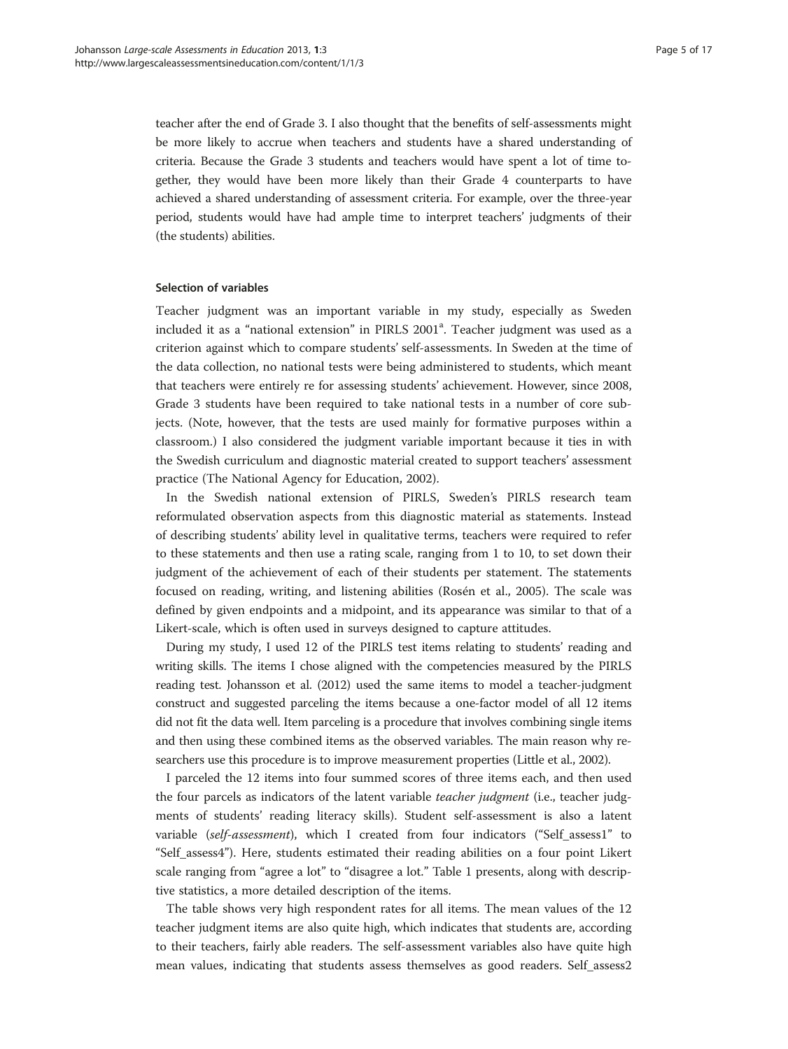teacher after the end of Grade 3. I also thought that the benefits of self-assessments might be more likely to accrue when teachers and students have a shared understanding of criteria. Because the Grade 3 students and teachers would have spent a lot of time together, they would have been more likely than their Grade 4 counterparts to have achieved a shared understanding of assessment criteria. For example, over the three-year period, students would have had ample time to interpret teachers' judgments of their (the students) abilities.

#### Selection of variables

Teacher judgment was an important variable in my study, especially as Sweden included it as a "national extension" in PIRLS 2001[a]. Teacher judgment was used as a criterion against which to compare students' self-assessments. In Sweden at the time of the data collection, no national tests were being administered to students, which meant that teachers were entirely re for assessing students' achievement. However, since 2008, Grade 3 students have been required to take national tests in a number of core subjects. (Note, however, that the tests are used mainly for formative purposes within a classroom.) I also considered the judgment variable important because it ties in with the Swedish curriculum and diagnostic material created to support teachers' assessment practice (The National Agency for Education, 2002).

In the Swedish national extension of PIRLS, Sweden's PIRLS research team reformulated observation aspects from this diagnostic material as statements. Instead of describing students' ability level in qualitative terms, teachers were required to refer to these statements and then use a rating scale, ranging from 1 to 10, to set down their judgment of the achievement of each of their students per statement. The statements focused on reading, writing, and listening abilities (Rosén et al., 2005). The scale was defined by given endpoints and a midpoint, and its appearance was similar to that of a Likert-scale, which is often used in surveys designed to capture attitudes.

During my study, I used 12 of the PIRLS test items relating to students' reading and writing skills. The items I chose aligned with the competencies measured by the PIRLS reading test. Johansson et al. (2012) used the same items to model a teacher-judgment construct and suggested parceling the items because a one-factor model of all 12 items did not fit the data well. Item parceling is a procedure that involves combining single items and then using these combined items as the observed variables. The main reason why researchers use this procedure is to improve measurement properties (Little et al., 2002).

I parceled the 12 items into four summed scores of three items each, and then used the four parcels as indicators of the latent variable *teacher judgment* (i.e., teacher judgments of students' reading literacy skills). Student self-assessment is also a latent variable (*self-assessment*), which I created from four indicators ("Self_assess1" to "Self_assess4"). Here, students estimated their reading abilities on a four point Likert scale ranging from "agree a lot" to "disagree a lot." Table 1 presents, along with descriptive statistics, a more detailed description of the items.

The table shows very high respondent rates for all items. The mean values of the 12 teacher judgment items are also quite high, which indicates that students are, according to their teachers, fairly able readers. The self-assessment variables also have quite high mean values, indicating that students assess themselves as good readers. Self_assess2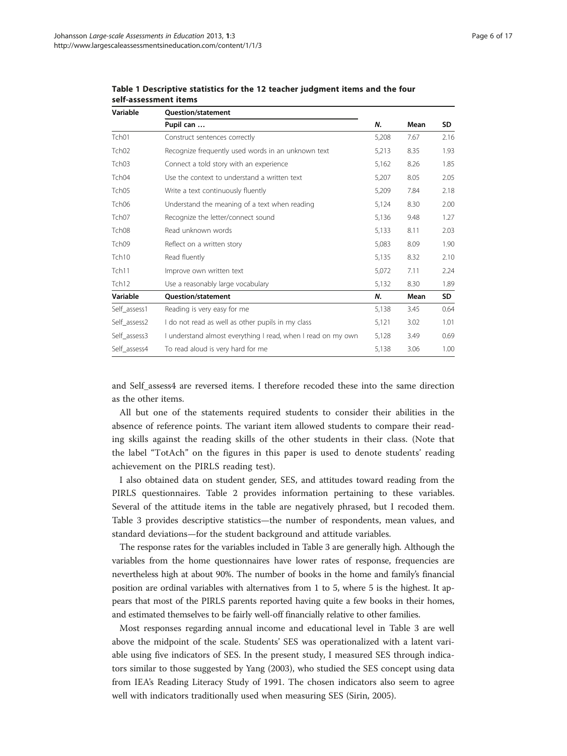**Table 1 Descriptive statistics for the 12 teacher judgment items and the four self-assessment items**

| Variable | Question/statement | | | |
|---|---|---|---|---|
| | Pupil can … | N. | Mean | SD |
| Tch01 | Construct sentences correctly | 5,208 | 7.67 | 2.16 |
| Tch02 | Recognize frequently used words in an unknown text | 5,213 | 8.35 | 1.93 |
| Tch03 | Connect a told story with an experience | 5,162 | 8.26 | 1.85 |
| Tch04 | Use the context to understand a written text | 5,207 | 8.05 | 2.05 |
| Tch05 | Write a text continuously fluently | 5,209 | 7.84 | 2.18 |
| Tch06 | Understand the meaning of a text when reading | 5,124 | 8.30 | 2.00 |
| Tch07 | Recognize the letter/connect sound | 5,136 | 9.48 | 1.27 |
| Tch08 | Read unknown words | 5,133 | 8.11 | 2.03 |
| Tch09 | Reflect on a written story | 5,083 | 8.09 | 1.90 |
| Tch10 | Read fluently | 5,135 | 8.32 | 2.10 |
| Tch11 | Improve own written text | 5,072 | 7.11 | 2.24 |
| Tch12 | Use a reasonably large vocabulary | 5,132 | 8.30 | 1.89 |
| **Variable** | **Question/statement** | **N.** | **Mean** | **SD** |
| Self_assess1 | Reading is very easy for me | 5,138 | 3.45 | 0.64 |
| Self_assess2 | I do not read as well as other pupils in my class | 5,121 | 3.02 | 1.01 |
| Self_assess3 | I understand almost everything I read, when I read on my own | 5,128 | 3.49 | 0.69 |
| Self_assess4 | To read aloud is very hard for me | 5,138 | 3.06 | 1.00 |

and Self_assess4 are reversed items. I therefore recoded these into the same direction as the other items.

All but one of the statements required students to consider their abilities in the absence of reference points. The variant item allowed students to compare their reading skills against the reading skills of the other students in their class. (Note that the label "TotAch" on the figures in this paper is used to denote students' reading achievement on the PIRLS reading test).

I also obtained data on student gender, SES, and attitudes toward reading from the PIRLS questionnaires. Table 2 provides information pertaining to these variables. Several of the attitude items in the table are negatively phrased, but I recoded them. Table 3 provides descriptive statistics—the number of respondents, mean values, and standard deviations—for the student background and attitude variables.

The response rates for the variables included in Table 3 are generally high. Although the variables from the home questionnaires have lower rates of response, frequencies are nevertheless high at about 90%. The number of books in the home and family's financial position are ordinal variables with alternatives from 1 to 5, where 5 is the highest. It appears that most of the PIRLS parents reported having quite a few books in their homes, and estimated themselves to be fairly well-off financially relative to other families.

Most responses regarding annual income and educational level in Table 3 are well above the midpoint of the scale. Students' SES was operationalized with a latent variable using five indicators of SES. In the present study, I measured SES through indicators similar to those suggested by Yang (2003), who studied the SES concept using data from IEA's Reading Literacy Study of 1991. The chosen indicators also seem to agree well with indicators traditionally used when measuring SES (Sirin, 2005).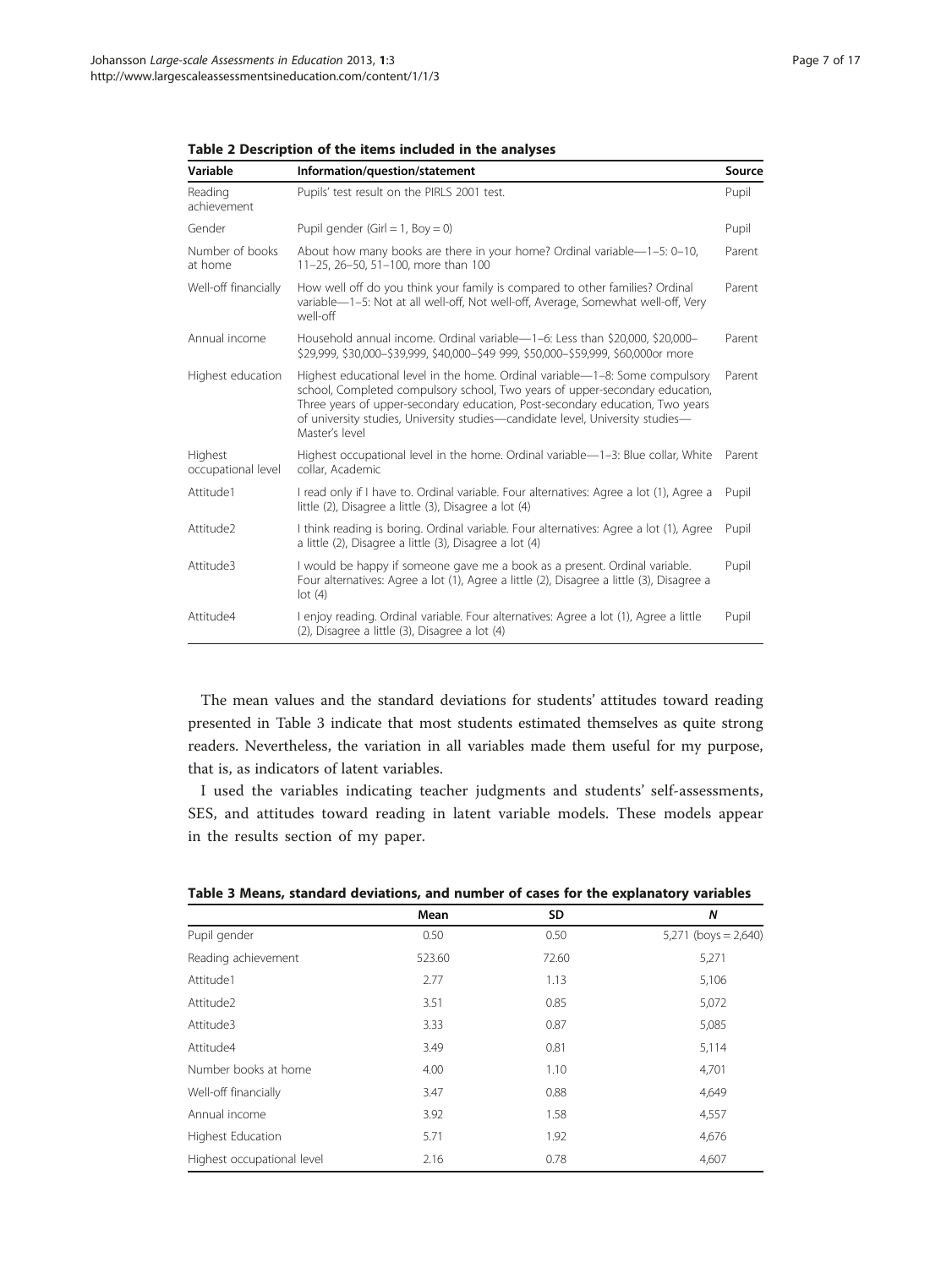**Table 2 Description of the items included in the analyses**

| Variable | Information/question/statement | Source |
|---|---|---|
| Reading achievement | Pupils' test result on the PIRLS 2001 test. | Pupil |
| Gender | Pupil gender (Girl = 1, Boy = 0) | Pupil |
| Number of books at home | About how many books are there in your home? Ordinal variable—1–5: 0–10, 11–25, 26–50, 51–100, more than 100 | Parent |
| Well-off financially | How well off do you think your family is compared to other families? Ordinal variable—1–5: Not at all well-off, Not well-off, Average, Somewhat well-off, Very well-off | Parent |
| Annual income | Household annual income. Ordinal variable—1–6: Less than $20,000, $20,000–$29,999, $30,000–$39,999, $40,000–$49 999, $50,000–$59,999, $60,000or more | Parent |
| Highest education | Highest educational level in the home. Ordinal variable—1–8: Some compulsory school, Completed compulsory school, Two years of upper-secondary education, Three years of upper-secondary education, Post-secondary education, Two years of university studies, University studies—candidate level, University studies—Master's level | Parent |
| Highest occupational level | Highest occupational level in the home. Ordinal variable—1–3: Blue collar, White collar, Academic | Parent |
| Attitude1 | I read only if I have to. Ordinal variable. Four alternatives: Agree a lot (1), Agree a little (2), Disagree a little (3), Disagree a lot (4) | Pupil |
| Attitude2 | I think reading is boring. Ordinal variable. Four alternatives: Agree a lot (1), Agree a little (2), Disagree a little (3), Disagree a lot (4) | Pupil |
| Attitude3 | I would be happy if someone gave me a book as a present. Ordinal variable. Four alternatives: Agree a lot (1), Agree a little (2), Disagree a little (3), Disagree a lot (4) | Pupil |
| Attitude4 | I enjoy reading. Ordinal variable. Four alternatives: Agree a lot (1), Agree a little (2), Disagree a little (3), Disagree a lot (4) | Pupil |

The mean values and the standard deviations for students' attitudes toward reading presented in Table 3 indicate that most students estimated themselves as quite strong readers. Nevertheless, the variation in all variables made them useful for my purpose, that is, as indicators of latent variables.

I used the variables indicating teacher judgments and students' self-assessments, SES, and attitudes toward reading in latent variable models. These models appear in the results section of my paper.

**Table 3 Means, standard deviations, and number of cases for the explanatory variables**

| | Mean | SD | *N* |
|---|---|---|---|
| Pupil gender | 0.50 | 0.50 | 5,271 (boys = 2,640) |
| Reading achievement | 523.60 | 72.60 | 5,271 |
| Attitude1 | 2.77 | 1.13 | 5,106 |
| Attitude2 | 3.51 | 0.85 | 5,072 |
| Attitude3 | 3.33 | 0.87 | 5,085 |
| Attitude4 | 3.49 | 0.81 | 5,114 |
| Number books at home | 4.00 | 1.10 | 4,701 |
| Well-off financially | 3.47 | 0.88 | 4,649 |
| Annual income | 3.92 | 1.58 | 4,557 |
| Highest Education | 5.71 | 1.92 | 4,676 |
| Highest occupational level | 2.16 | 0.78 | 4,607 |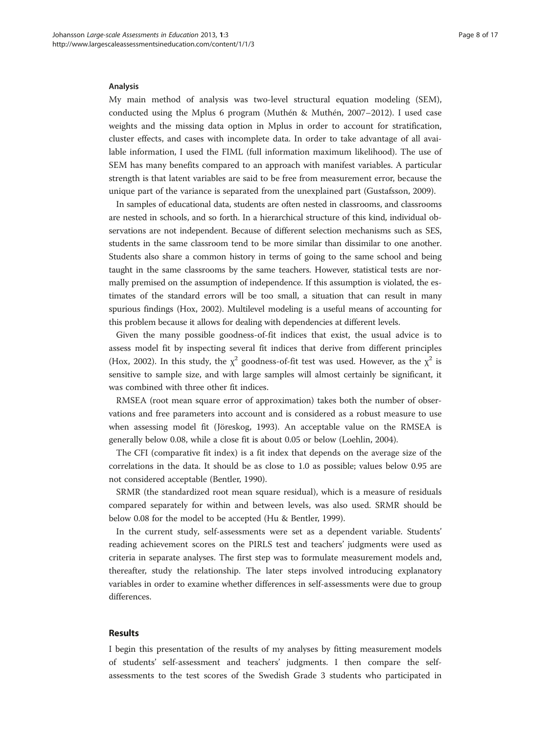### Analysis

My main method of analysis was two-level structural equation modeling (SEM), conducted using the Mplus 6 program (Muthén & Muthén, 2007–2012). I used case weights and the missing data option in Mplus in order to account for stratification, cluster effects, and cases with incomplete data. In order to take advantage of all available information, I used the FIML (full information maximum likelihood). The use of SEM has many benefits compared to an approach with manifest variables. A particular strength is that latent variables are said to be free from measurement error, because the unique part of the variance is separated from the unexplained part (Gustafsson, 2009).

In samples of educational data, students are often nested in classrooms, and classrooms are nested in schools, and so forth. In a hierarchical structure of this kind, individual observations are not independent. Because of different selection mechanisms such as SES, students in the same classroom tend to be more similar than dissimilar to one another. Students also share a common history in terms of going to the same school and being taught in the same classrooms by the same teachers. However, statistical tests are normally premised on the assumption of independence. If this assumption is violated, the estimates of the standard errors will be too small, a situation that can result in many spurious findings (Hox, 2002). Multilevel modeling is a useful means of accounting for this problem because it allows for dealing with dependencies at different levels.

Given the many possible goodness-of-fit indices that exist, the usual advice is to assess model fit by inspecting several fit indices that derive from different principles (Hox, 2002). In this study, the $\chi^2$ goodness-of-fit test was used. However, as the $\chi^2$ is sensitive to sample size, and with large samples will almost certainly be significant, it was combined with three other fit indices.

RMSEA (root mean square error of approximation) takes both the number of observations and free parameters into account and is considered as a robust measure to use when assessing model fit (Jöreskog, 1993). An acceptable value on the RMSEA is generally below 0.08, while a close fit is about 0.05 or below (Loehlin, 2004).

The CFI (comparative fit index) is a fit index that depends on the average size of the correlations in the data. It should be as close to 1.0 as possible; values below 0.95 are not considered acceptable (Bentler, 1990).

SRMR (the standardized root mean square residual), which is a measure of residuals compared separately for within and between levels, was also used. SRMR should be below 0.08 for the model to be accepted (Hu & Bentler, 1999).

In the current study, self-assessments were set as a dependent variable. Students' reading achievement scores on the PIRLS test and teachers' judgments were used as criteria in separate analyses. The first step was to formulate measurement models and, thereafter, study the relationship. The later steps involved introducing explanatory variables in order to examine whether differences in self-assessments were due to group differences.

## Results

I begin this presentation of the results of my analyses by fitting measurement models of students' self-assessment and teachers' judgments. I then compare the self-assessments to the test scores of the Swedish Grade 3 students who participated in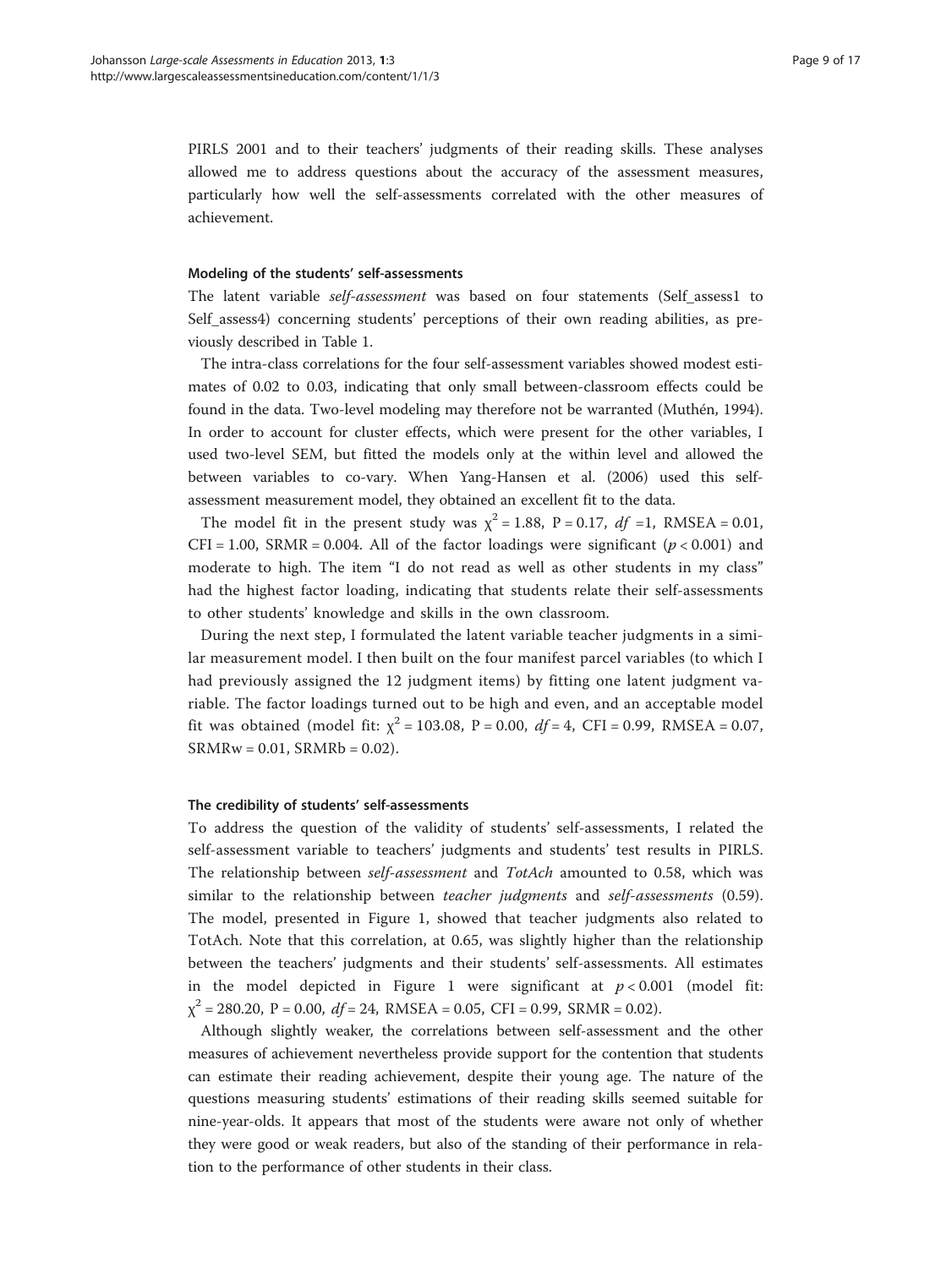PIRLS 2001 and to their teachers' judgments of their reading skills. These analyses allowed me to address questions about the accuracy of the assessment measures, particularly how well the self-assessments correlated with the other measures of achievement.

### Modeling of the students' self-assessments

The latent variable *self-assessment* was based on four statements (Self_assess1 to Self_assess4) concerning students' perceptions of their own reading abilities, as previously described in Table 1.

The intra-class correlations for the four self-assessment variables showed modest estimates of 0.02 to 0.03, indicating that only small between-classroom effects could be found in the data. Two-level modeling may therefore not be warranted (Muthén, 1994). In order to account for cluster effects, which were present for the other variables, I used two-level SEM, but fitted the models only at the within level and allowed the between variables to co-vary. When Yang-Hansen et al. (2006) used this self-assessment measurement model, they obtained an excellent fit to the data.

The model fit in the present study was $\chi^2 = 1.88$, P = 0.17, *df* =1, RMSEA = 0.01, CFI = 1.00, SRMR = 0.004. All of the factor loadings were significant ($p < 0.001$) and moderate to high. The item "I do not read as well as other students in my class" had the highest factor loading, indicating that students relate their self-assessments to other students' knowledge and skills in the own classroom.

During the next step, I formulated the latent variable teacher judgments in a similar measurement model. I then built on the four manifest parcel variables (to which I had previously assigned the 12 judgment items) by fitting one latent judgment variable. The factor loadings turned out to be high and even, and an acceptable model fit was obtained (model fit: $\chi^2 = 103.08$, P = 0.00, *df* = 4, CFI = 0.99, RMSEA = 0.07, SRMRw = 0.01, SRMRb = 0.02).

### The credibility of students' self-assessments

To address the question of the validity of students' self-assessments, I related the self-assessment variable to teachers' judgments and students' test results in PIRLS. The relationship between *self-assessment* and *TotAch* amounted to 0.58, which was similar to the relationship between *teacher judgments* and *self-assessments* (0.59). The model, presented in Figure 1, showed that teacher judgments also related to TotAch. Note that this correlation, at 0.65, was slightly higher than the relationship between the teachers' judgments and their students' self-assessments. All estimates in the model depicted in Figure 1 were significant at $p < 0.001$ (model fit: $\chi^2 = 280.20$, P = 0.00, *df* = 24, RMSEA = 0.05, CFI = 0.99, SRMR = 0.02).

Although slightly weaker, the correlations between self-assessment and the other measures of achievement nevertheless provide support for the contention that students can estimate their reading achievement, despite their young age. The nature of the questions measuring students' estimations of their reading skills seemed suitable for nine-year-olds. It appears that most of the students were aware not only of whether they were good or weak readers, but also of the standing of their performance in relation to the performance of other students in their class.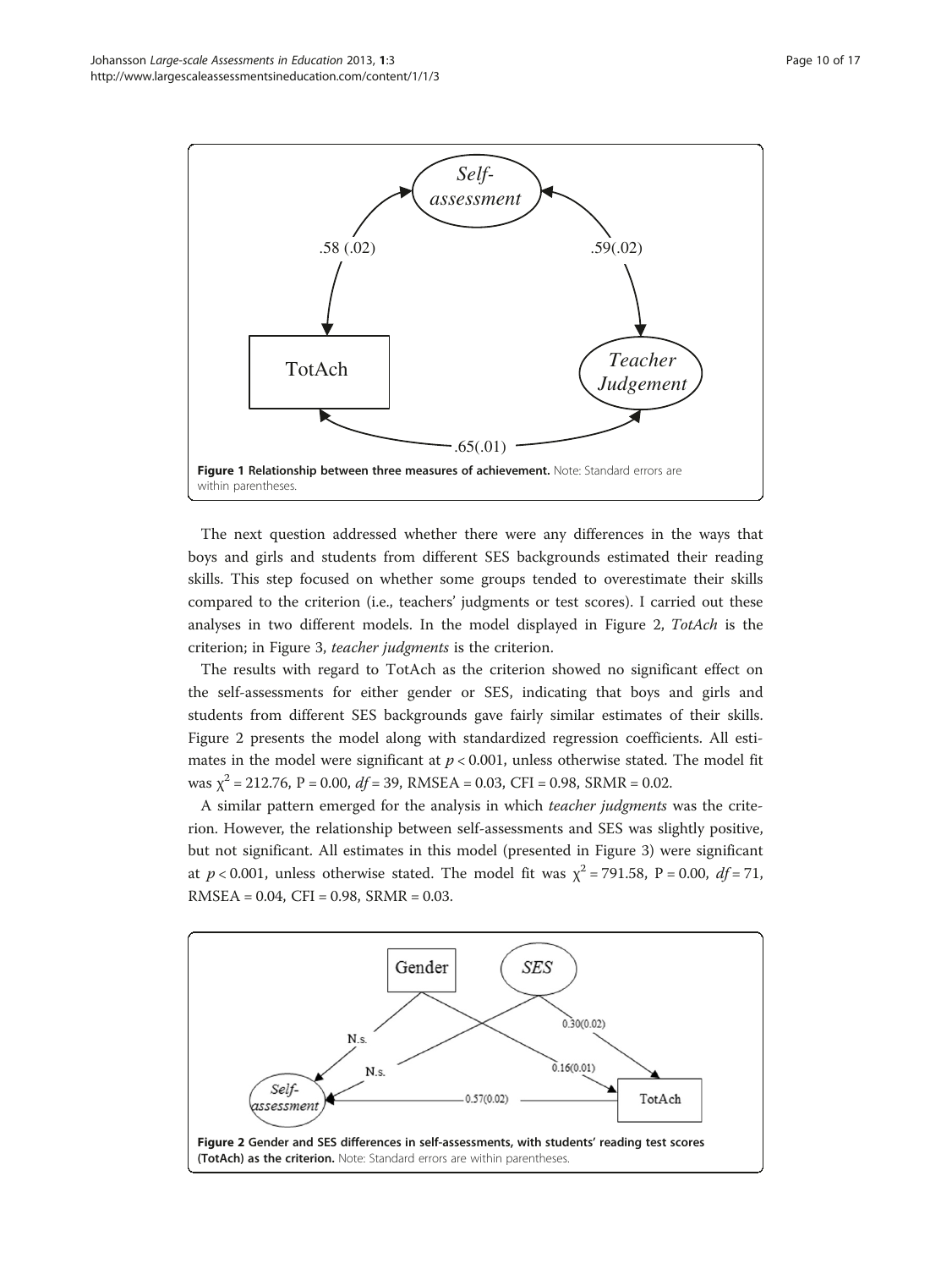**Figure 1 Relationship between three measures of achievement.** Note: Standard errors are within parentheses.

The next question addressed whether there were any differences in the ways that boys and girls and students from different SES backgrounds estimated their reading skills. This step focused on whether some groups tended to overestimate their skills compared to the criterion (i.e., teachers' judgments or test scores). I carried out these analyses in two different models. In the model displayed in Figure 2, *TotAch* is the criterion; in Figure 3, *teacher judgments* is the criterion.

The results with regard to TotAch as the criterion showed no significant effect on the self-assessments for either gender or SES, indicating that boys and girls and students from different SES backgrounds gave fairly similar estimates of their skills. Figure 2 presents the model along with standardized regression coefficients. All estimates in the model were significant at $p < 0.001$, unless otherwise stated. The model fit was $\chi^2 = 212.76$, P = 0.00, $df = 39$, RMSEA = 0.03, CFI = 0.98, SRMR = 0.02.

A similar pattern emerged for the analysis in which *teacher judgments* was the criterion. However, the relationship between self-assessments and SES was slightly positive, but not significant. All estimates in this model (presented in Figure 3) were significant at $p < 0.001$, unless otherwise stated. The model fit was $\chi^2 = 791.58$, P = 0.00, $df = 71$, RMSEA = 0.04, CFI = 0.98, SRMR = 0.03.

**Figure 2 Gender and SES differences in self-assessments, with students' reading test scores (TotAch) as the criterion.** Note: Standard errors are within parentheses.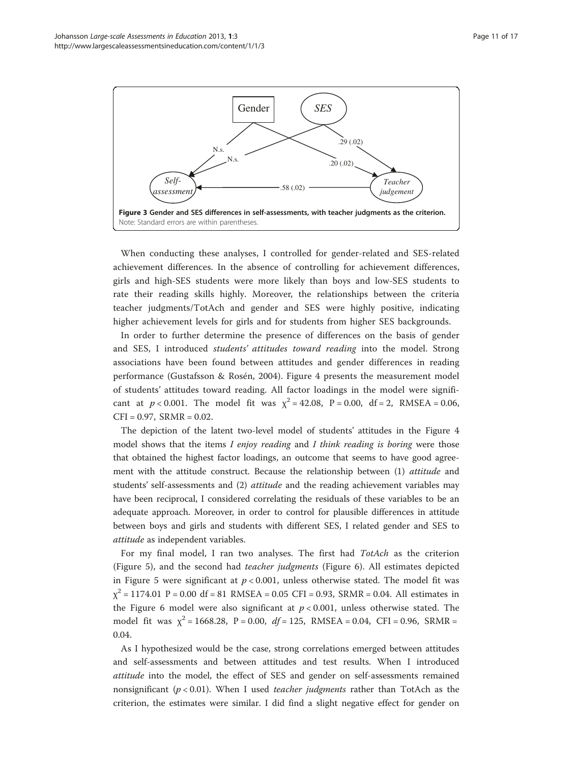Gender SES

N.s. N.s. .29 (.02) .20 (.02)

Self-assessment .58 (.02) Teacher judgement

**Figure 3 Gender and SES differences in self-assessments, with teacher judgments as the criterion.**
Note: Standard errors are within parentheses.

When conducting these analyses, I controlled for gender-related and SES-related achievement differences. In the absence of controlling for achievement differences, girls and high-SES students were more likely than boys and low-SES students to rate their reading skills highly. Moreover, the relationships between the criteria teacher judgments/TotAch and gender and SES were highly positive, indicating higher achievement levels for girls and for students from higher SES backgrounds.

In order to further determine the presence of differences on the basis of gender and SES, I introduced *students' attitudes toward reading* into the model. Strong associations have been found between attitudes and gender differences in reading performance (Gustafsson & Rosén, 2004). Figure 4 presents the measurement model of students' attitudes toward reading. All factor loadings in the model were significant at $p < 0.001$. The model fit was $\chi^2 = 42.08$, $P = 0.00$, $df = 2$, $RMSEA = 0.06$, $CFI = 0.97$, $SRMR = 0.02$.

The depiction of the latent two-level model of students' attitudes in the Figure 4 model shows that the items *I enjoy reading* and *I think reading is boring* were those that obtained the highest factor loadings, an outcome that seems to have good agreement with the attitude construct. Because the relationship between (1) *attitude* and students' self-assessments and (2) *attitude* and the reading achievement variables may have been reciprocal, I considered correlating the residuals of these variables to be an adequate approach. Moreover, in order to control for plausible differences in attitude between boys and girls and students with different SES, I related gender and SES to *attitude* as independent variables.

For my final model, I ran two analyses. The first had *TotAch* as the criterion (Figure 5), and the second had *teacher judgments* (Figure 6). All estimates depicted in Figure 5 were significant at $p < 0.001$, unless otherwise stated. The model fit was $\chi^2 = 1174.01$ $P = 0.00$ $df = 81$ $RMSEA = 0.05$ $CFI = 0.93$, $SRMR = 0.04$. All estimates in the Figure 6 model were also significant at $p < 0.001$, unless otherwise stated. The model fit was $\chi^2 = 1668.28$, $P = 0.00$, $df = 125$, $RMSEA = 0.04$, $CFI = 0.96$, $SRMR = 0.04$.

As I hypothesized would be the case, strong correlations emerged between attitudes and self-assessments and between attitudes and test results. When I introduced *attitude* into the model, the effect of SES and gender on self-assessments remained nonsignificant ($p < 0.01$). When I used *teacher judgments* rather than TotAch as the criterion, the estimates were similar. I did find a slight negative effect for gender on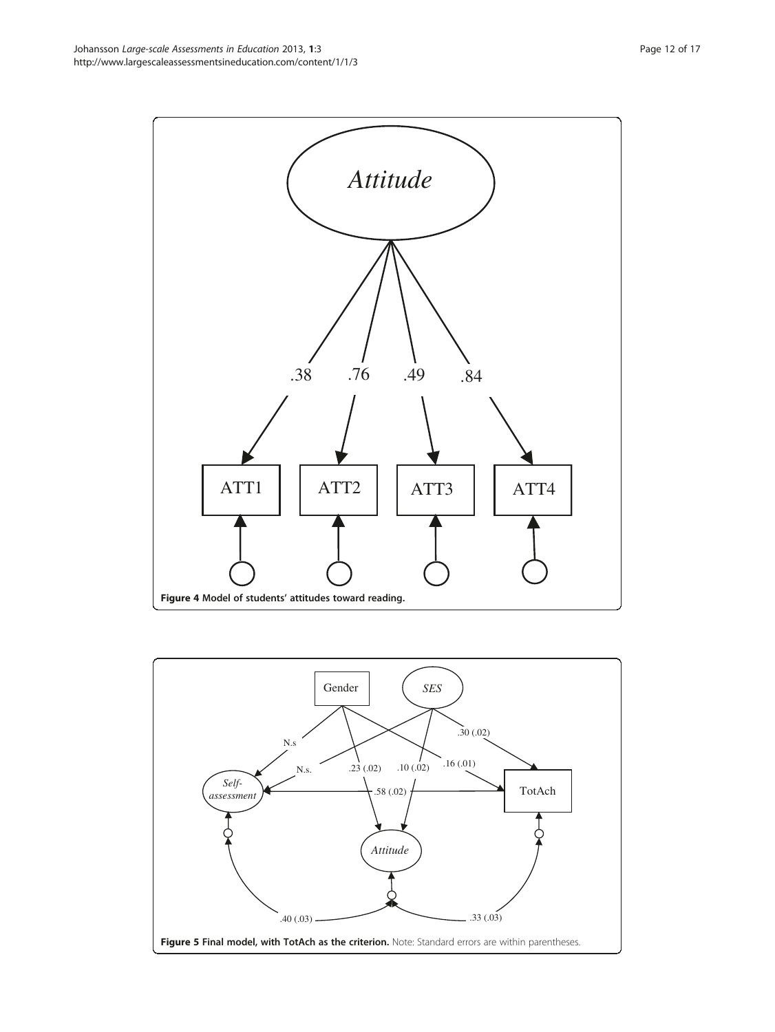**Figure 4 Model of students' attitudes toward reading.**

**Figure 5 Final model, with TotAch as the criterion.** Note: Standard errors are within parentheses.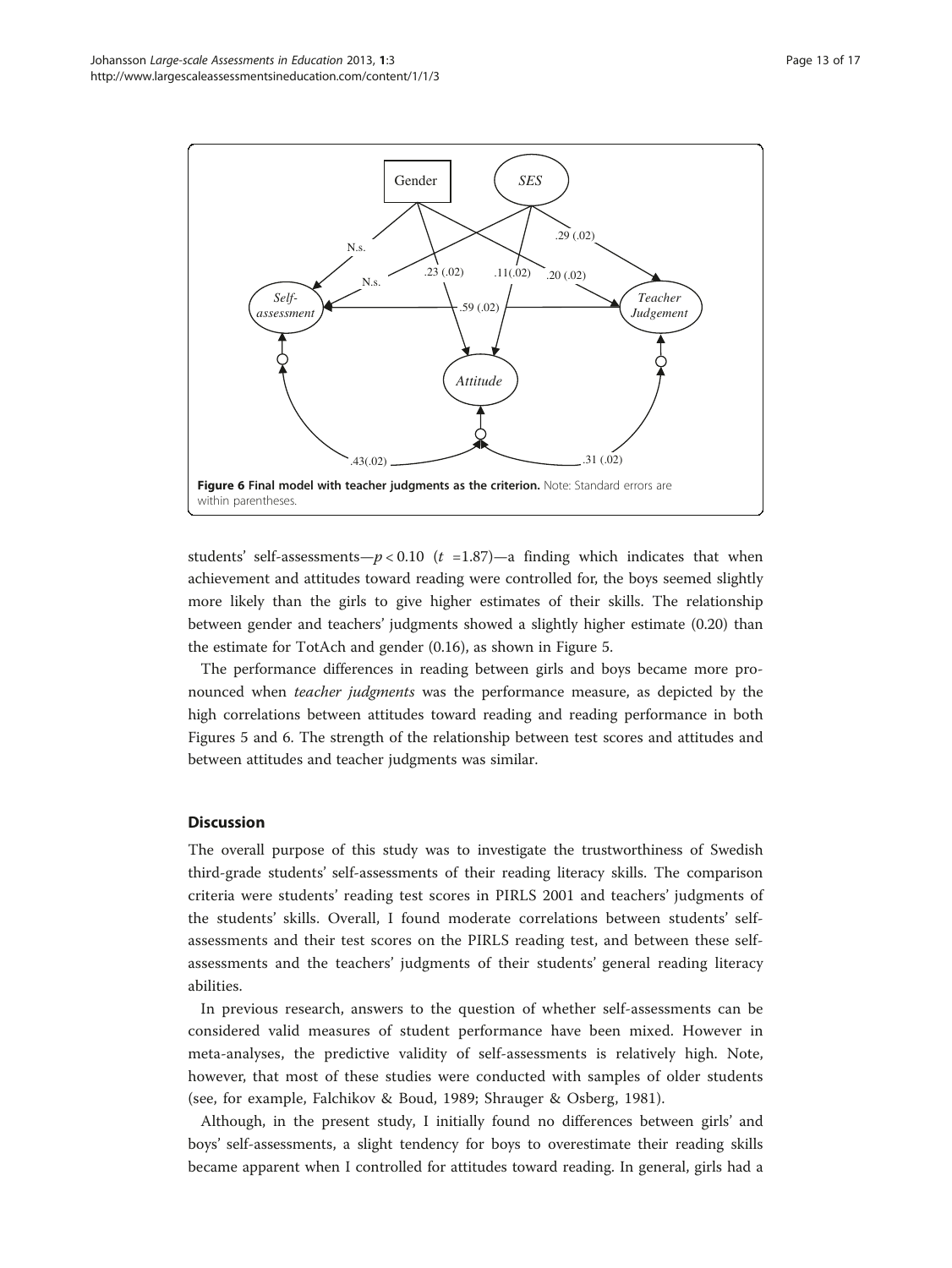**Figure 6 Final model with teacher judgments as the criterion.** Note: Standard errors are within parentheses.

students' self-assessments—$p < 0.10$ ($t$ =1.87)—a finding which indicates that when achievement and attitudes toward reading were controlled for, the boys seemed slightly more likely than the girls to give higher estimates of their skills. The relationship between gender and teachers' judgments showed a slightly higher estimate (0.20) than the estimate for TotAch and gender (0.16), as shown in Figure 5.

The performance differences in reading between girls and boys became more pronounced when *teacher judgments* was the performance measure, as depicted by the high correlations between attitudes toward reading and reading performance in both Figures 5 and 6. The strength of the relationship between test scores and attitudes and between attitudes and teacher judgments was similar.

## Discussion

The overall purpose of this study was to investigate the trustworthiness of Swedish third-grade students' self-assessments of their reading literacy skills. The comparison criteria were students' reading test scores in PIRLS 2001 and teachers' judgments of the students' skills. Overall, I found moderate correlations between students' self-assessments and their test scores on the PIRLS reading test, and between these self-assessments and the teachers' judgments of their students' general reading literacy abilities.

In previous research, answers to the question of whether self-assessments can be considered valid measures of student performance have been mixed. However in meta-analyses, the predictive validity of self-assessments is relatively high. Note, however, that most of these studies were conducted with samples of older students (see, for example, Falchikov & Boud, 1989; Shrauger & Osberg, 1981).

Although, in the present study, I initially found no differences between girls' and boys' self-assessments, a slight tendency for boys to overestimate their reading skills became apparent when I controlled for attitudes toward reading. In general, girls had a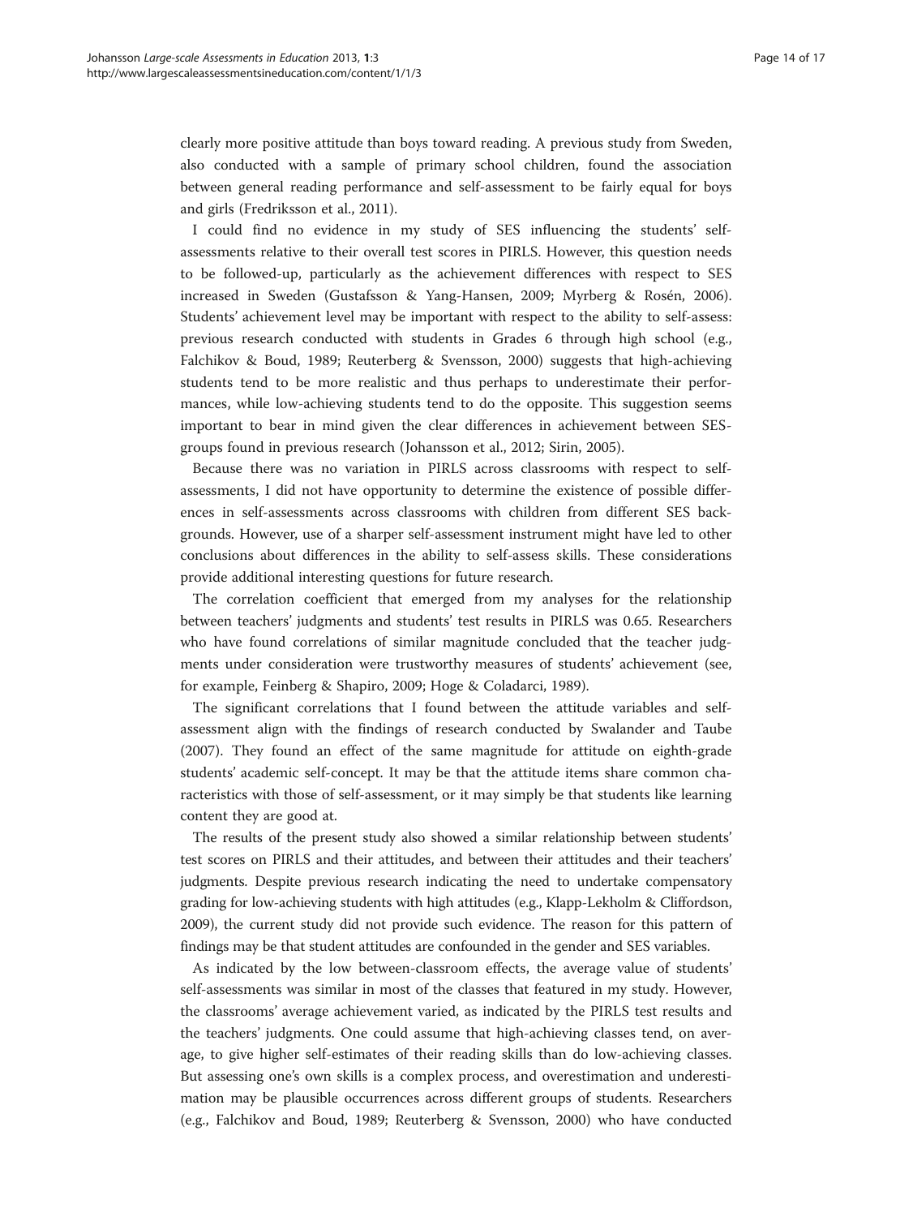clearly more positive attitude than boys toward reading. A previous study from Sweden, also conducted with a sample of primary school children, found the association between general reading performance and self-assessment to be fairly equal for boys and girls (Fredriksson et al., 2011).

I could find no evidence in my study of SES influencing the students' self-assessments relative to their overall test scores in PIRLS. However, this question needs to be followed-up, particularly as the achievement differences with respect to SES increased in Sweden (Gustafsson & Yang-Hansen, 2009; Myrberg & Rosén, 2006). Students' achievement level may be important with respect to the ability to self-assess: previous research conducted with students in Grades 6 through high school (e.g., Falchikov & Boud, 1989; Reuterberg & Svensson, 2000) suggests that high-achieving students tend to be more realistic and thus perhaps to underestimate their performances, while low-achieving students tend to do the opposite. This suggestion seems important to bear in mind given the clear differences in achievement between SES-groups found in previous research (Johansson et al., 2012; Sirin, 2005).

Because there was no variation in PIRLS across classrooms with respect to self-assessments, I did not have opportunity to determine the existence of possible differences in self-assessments across classrooms with children from different SES backgrounds. However, use of a sharper self-assessment instrument might have led to other conclusions about differences in the ability to self-assess skills. These considerations provide additional interesting questions for future research.

The correlation coefficient that emerged from my analyses for the relationship between teachers' judgments and students' test results in PIRLS was 0.65. Researchers who have found correlations of similar magnitude concluded that the teacher judgments under consideration were trustworthy measures of students' achievement (see, for example, Feinberg & Shapiro, 2009; Hoge & Coladarci, 1989).

The significant correlations that I found between the attitude variables and self-assessment align with the findings of research conducted by Swalander and Taube (2007). They found an effect of the same magnitude for attitude on eighth-grade students' academic self-concept. It may be that the attitude items share common characteristics with those of self-assessment, or it may simply be that students like learning content they are good at.

The results of the present study also showed a similar relationship between students' test scores on PIRLS and their attitudes, and between their attitudes and their teachers' judgments. Despite previous research indicating the need to undertake compensatory grading for low-achieving students with high attitudes (e.g., Klapp-Lekholm & Cliffordson, 2009), the current study did not provide such evidence. The reason for this pattern of findings may be that student attitudes are confounded in the gender and SES variables.

As indicated by the low between-classroom effects, the average value of students' self-assessments was similar in most of the classes that featured in my study. However, the classrooms' average achievement varied, as indicated by the PIRLS test results and the teachers' judgments. One could assume that high-achieving classes tend, on average, to give higher self-estimates of their reading skills than do low-achieving classes. But assessing one's own skills is a complex process, and overestimation and underestimation may be plausible occurrences across different groups of students. Researchers (e.g., Falchikov and Boud, 1989; Reuterberg & Svensson, 2000) who have conducted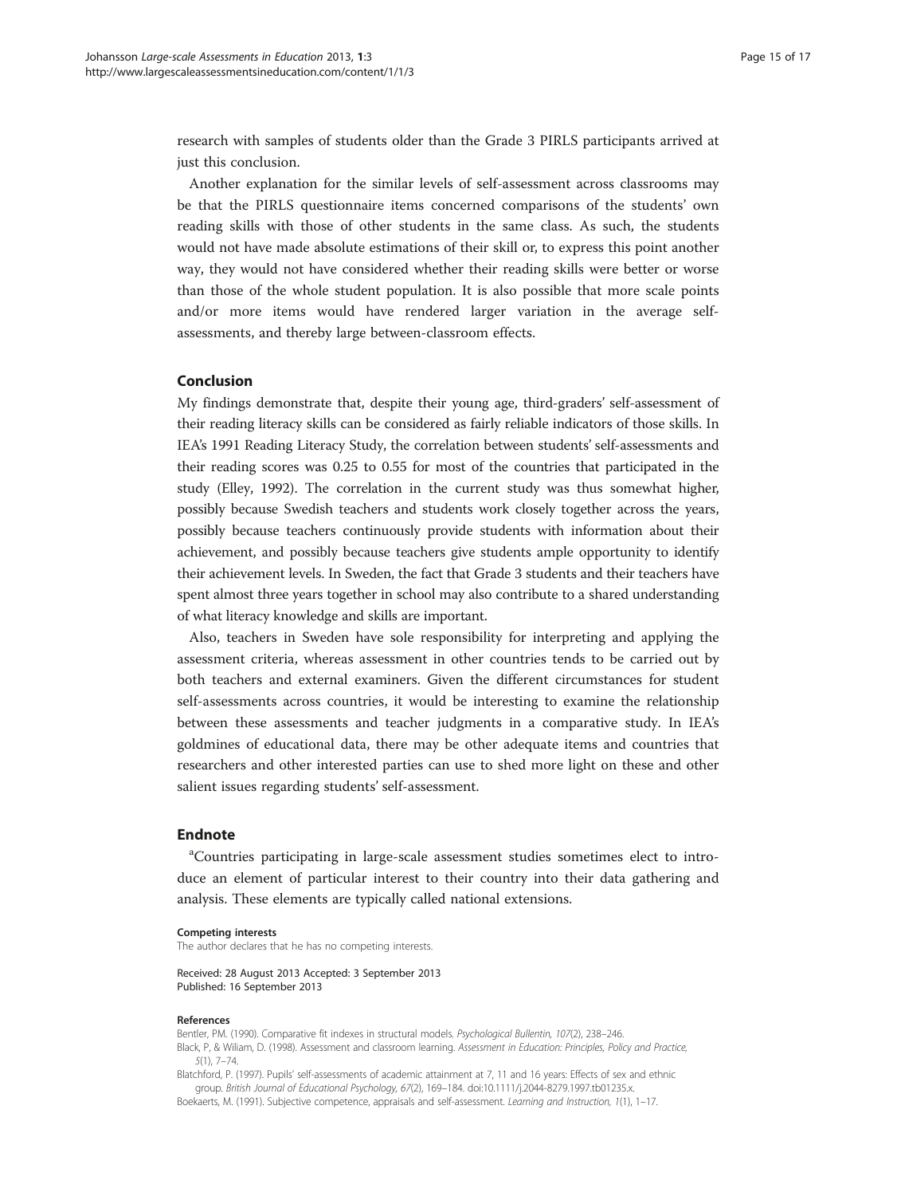research with samples of students older than the Grade 3 PIRLS participants arrived at just this conclusion.

Another explanation for the similar levels of self-assessment across classrooms may be that the PIRLS questionnaire items concerned comparisons of the students' own reading skills with those of other students in the same class. As such, the students would not have made absolute estimations of their skill or, to express this point another way, they would not have considered whether their reading skills were better or worse than those of the whole student population. It is also possible that more scale points and/or more items would have rendered larger variation in the average self-assessments, and thereby large between-classroom effects.

## Conclusion

My findings demonstrate that, despite their young age, third-graders' self-assessment of their reading literacy skills can be considered as fairly reliable indicators of those skills. In IEA's 1991 Reading Literacy Study, the correlation between students' self-assessments and their reading scores was 0.25 to 0.55 for most of the countries that participated in the study (Elley, 1992). The correlation in the current study was thus somewhat higher, possibly because Swedish teachers and students work closely together across the years, possibly because teachers continuously provide students with information about their achievement, and possibly because teachers give students ample opportunity to identify their achievement levels. In Sweden, the fact that Grade 3 students and their teachers have spent almost three years together in school may also contribute to a shared understanding of what literacy knowledge and skills are important.

Also, teachers in Sweden have sole responsibility for interpreting and applying the assessment criteria, whereas assessment in other countries tends to be carried out by both teachers and external examiners. Given the different circumstances for student self-assessments across countries, it would be interesting to examine the relationship between these assessments and teacher judgments in a comparative study. In IEA's goldmines of educational data, there may be other adequate items and countries that researchers and other interested parties can use to shed more light on these and other salient issues regarding students' self-assessment.

## Endnote

[a]Countries participating in large-scale assessment studies sometimes elect to introduce an element of particular interest to their country into their data gathering and analysis. These elements are typically called national extensions.

**Competing interests**

The author declares that he has no competing interests.

Received: 28 August 2013 Accepted: 3 September 2013
Published: 16 September 2013

**References**

Bentler, P.M. (1990). Comparative fit indexes in structural models. *Psychological Bullentin, 107*(2), 238–246.

Black, P, & Wiliam, D. (1998). Assessment and classroom learning. *Assessment in Education: Principles, Policy and Practice, 5*(1), 7–74.

Blatchford, P. (1997). Pupils' self-assessments of academic attainment at 7, 11 and 16 years: Effects of sex and ethnic group. *British Journal of Educational Psychology, 67*(2), 169–184. doi:10.1111/j.2044-8279.1997.tb01235.x.

Boekaerts, M. (1991). Subjective competence, appraisals and self-assessment. *Learning and Instruction, 1*(1), 1–17.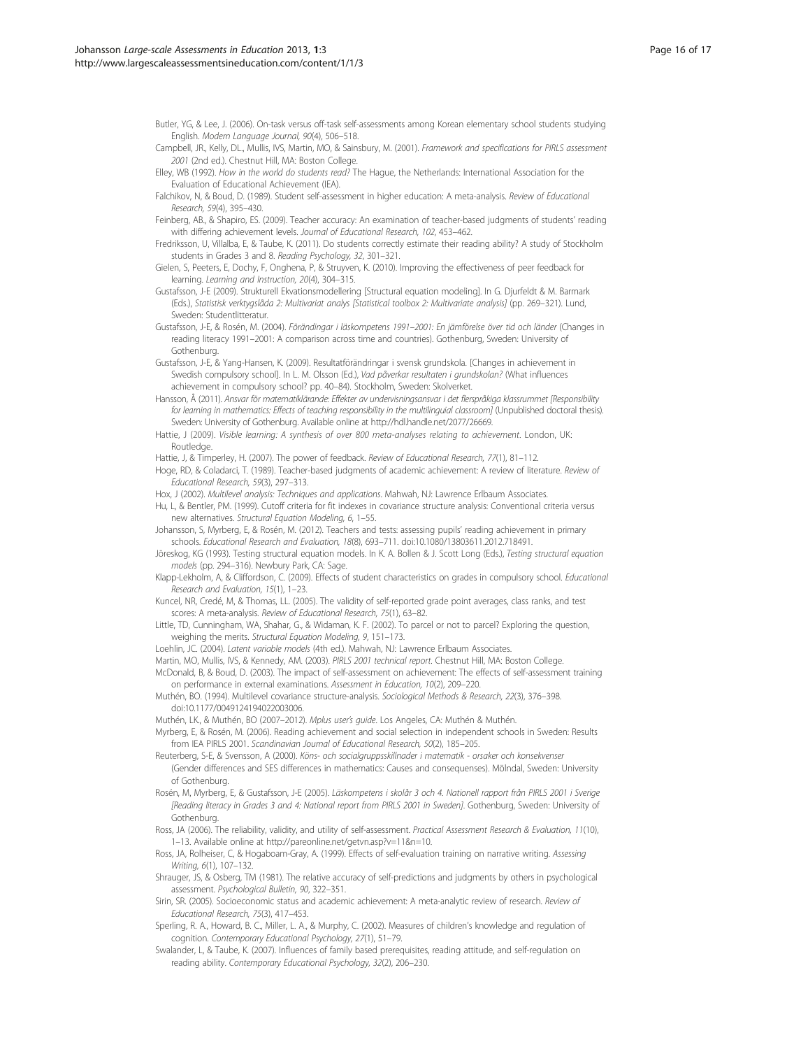Butler, YG, & Lee, J. (2006). On-task versus off-task self-assessments among Korean elementary school students studying English. *Modern Language Journal, 90*(4), 506–518.

Campbell, JR., Kelly, DL., Mullis, IVS, Martin, MO, & Sainsbury, M. (2001). *Framework and specifications for PIRLS assessment 2001* (2nd ed.). Chestnut Hill, MA: Boston College.

Elley, WB (1992). *How in the world do students read?* The Hague, the Netherlands: International Association for the Evaluation of Educational Achievement (IEA).

Falchikov, N, & Boud, D. (1989). Student self-assessment in higher education: A meta-analysis. *Review of Educational Research, 59*(4), 395–430.

Feinberg, AB., & Shapiro, ES. (2009). Teacher accuracy: An examination of teacher-based judgments of students' reading with differing achievement levels. *Journal of Educational Research, 102*, 453–462.

Fredriksson, U, Villalba, E, & Taube, K. (2011). Do students correctly estimate their reading ability? A study of Stockholm students in Grades 3 and 8. *Reading Psychology, 32*, 301–321.

Gielen, S, Peeters, E, Dochy, F, Onghena, P, & Struyven, K. (2010). Improving the effectiveness of peer feedback for learning. *Learning and Instruction, 20*(4), 304–315.

Gustafsson, J-E (2009). Strukturell Ekvationsmodellering [Structural equation modeling]. In G. Djurfeldt & M. Barmark (Eds.), *Statistisk verktygslåda 2: Multivariat analys [Statistical toolbox 2: Multivariate analysis]* (pp. 269–321). Lund, Sweden: Studentlitteratur.

Gustafsson, J-E, & Rosén, M. (2004). *Förändingar i läskompetens 1991–2001: En jämförelse över tid och länder* (Changes in reading literacy 1991–2001: A comparison across time and countries). Gothenburg, Sweden: University of Gothenburg.

Gustafsson, J-E, & Yang-Hansen, K. (2009). Resultatförändringar i svensk grundskola. [Changes in achievement in Swedish compulsory school]. In L. M. Olsson (Ed.), *Vad påverkar resultaten i grundskolan?* (What influences achievement in compulsory school? pp. 40–84). Stockholm, Sweden: Skolverket.

Hansson, Å (2011). *Ansvar för matematiklärande: Effekter av undervisningsansvar i det flerspråkiga klassrummet [Responsibility for learning in mathematics: Effects of teaching responsibility in the multilingual classroom]* (Unpublished doctoral thesis). Sweden: University of Gothenburg. Available online at http://hdl.handle.net/2077/26669.

Hattie, J (2009). *Visible learning: A synthesis of over 800 meta-analyses relating to achievement*. London, UK: Routledge.

Hattie, J, & Timperley, H. (2007). The power of feedback. *Review of Educational Research, 77*(1), 81–112.

Hoge, RD, & Coladarci, T. (1989). Teacher-based judgments of academic achievement: A review of literature. *Review of Educational Research, 59*(3), 297–313.

Hox, J (2002). *Multilevel analysis: Techniques and applications*. Mahwah, NJ: Lawrence Erlbaum Associates.

Hu, L, & Bentler, PM. (1999). Cutoff criteria for fit indexes in covariance structure analysis: Conventional criteria versus new alternatives. *Structural Equation Modeling, 6*, 1–55.

Johansson, S, Myrberg, E, & Rosén, M. (2012). Teachers and tests: assessing pupils' reading achievement in primary schools. *Educational Research and Evaluation, 18*(8), 693–711. doi:10.1080/13803611.2012.718491.

Jöreskog, KG (1993). Testing structural equation models. In K. A. Bollen & J. Scott Long (Eds.), *Testing structural equation models* (pp. 294–316). Newbury Park, CA: Sage.

Klapp-Lekholm, A, & Cliffordson, C. (2009). Effects of student characteristics on grades in compulsory school. *Educational Research and Evaluation, 15*(1), 1–23.

Kuncel, NR, Credé, M, & Thomas, LL. (2005). The validity of self-reported grade point averages, class ranks, and test scores: A meta-analysis. *Review of Educational Research, 75*(1), 63–82.

Little, TD, Cunningham, WA, Shahar, G., & Widaman, K. F. (2002). To parcel or not to parcel? Exploring the question, weighing the merits. *Structural Equation Modeling, 9*, 151–173.

Loehlin, JC. (2004). *Latent variable models* (4th ed.). Mahwah, NJ: Lawrence Erlbaum Associates.

Martin, MO, Mullis, IVS, & Kennedy, AM. (2003). *PIRLS 2001 technical report*. Chestnut Hill, MA: Boston College.

McDonald, B, & Boud, D. (2003). The impact of self-assessment on achievement: The effects of self-assessment training on performance in external examinations. *Assessment in Education, 10*(2), 209–220.

Muthén, BO. (1994). Multilevel covariance structure-analysis. *Sociological Methods & Research, 22*(3), 376–398. doi:10.1177/0049124194022003006.

Muthén, LK., & Muthén, BO (2007–2012). *Mplus user's guide*. Los Angeles, CA: Muthén & Muthén.

Myrberg, E, & Rosén, M. (2006). Reading achievement and social selection in independent schools in Sweden: Results from IEA PIRLS 2001. *Scandinavian Journal of Educational Research, 50*(2), 185–205.

Reuterberg, S-E, & Svensson, A (2000). *Köns- och socialgruppsskillnader i matematik - orsaker och konsekvenser* (Gender differences and SES differences in mathematics: Causes and consequenses). Mölndal, Sweden: University of Gothenburg.

Rosén, M, Myrberg, E, & Gustafsson, J-E (2005). *Läskompetens i skolår 3 och 4. Nationell rapport från PIRLS 2001 i Sverige [Reading literacy in Grades 3 and 4: National report from PIRLS 2001 in Sweden]*. Gothenburg, Sweden: University of Gothenburg.

Ross, JA (2006). The reliability, validity, and utility of self-assessment. *Practical Assessment Research & Evaluation, 11*(10), 1–13. Available online at http://pareonline.net/getvn.asp?v=11&n=10.

Ross, JA, Rolheiser, C, & Hogaboam-Gray, A. (1999). Effects of self-evaluation training on narrative writing. *Assessing Writing, 6*(1), 107–132.

Shrauger, JS, & Osberg, TM (1981). The relative accuracy of self-predictions and judgments by others in psychological assessment. *Psychological Bulletin, 90*, 322–351.

Sirin, SR. (2005). Socioeconomic status and academic achievement: A meta-analytic review of research. *Review of Educational Research, 75*(3), 417–453.

Sperling, R. A., Howard, B. C., Miller, L. A., & Murphy, C. (2002). Measures of children's knowledge and regulation of cognition. *Contemporary Educational Psychology, 27*(1), 51–79.

Swalander, L, & Taube, K. (2007). Influences of family based prerequisites, reading attitude, and self-regulation on reading ability. *Contemporary Educational Psychology, 32*(2), 206–230.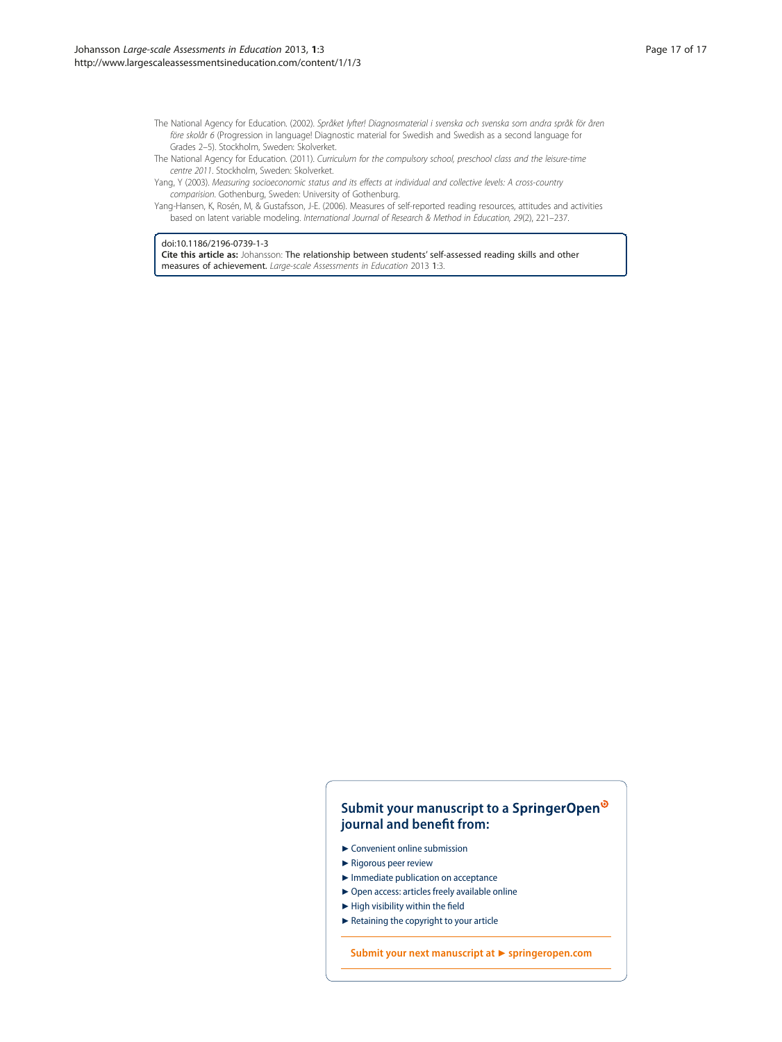The National Agency for Education. (2002). *Språket lyfter! Diagnosmaterial i svenska och svenska som andra språk för åren före skolår 6* (Progression in language! Diagnostic material for Swedish and Swedish as a second language for Grades 2–5). Stockholm, Sweden: Skolverket.

The National Agency for Education. (2011). *Curriculum for the compulsory school, preschool class and the leisure-time centre 2011*. Stockholm, Sweden: Skolverket.

Yang, Y (2003). *Measuring socioeconomic status and its effects at individual and collective levels: A cross-country comparision*. Gothenburg, Sweden: University of Gothenburg.

Yang-Hansen, K, Rosén, M, & Gustafsson, J-E. (2006). Measures of self-reported reading resources, attitudes and activities based on latent variable modeling. *International Journal of Research & Method in Education, 29*(2), 221–237.

doi:10.1186/2196-0739-1-3

**Cite this article as:** Johansson: The relationship between students' self-assessed reading skills and other measures of achievement. *Large-scale Assessments in Education* 2013 **1**:3.

**Submit your manuscript to a SpringerOpen journal and benefit from:**

- ► Convenient online submission
- ► Rigorous peer review
- ► Immediate publication on acceptance
- ► Open access: articles freely available online
- ► High visibility within the field
- ► Retaining the copyright to your article

**Submit your next manuscript at ► springeropen.com**